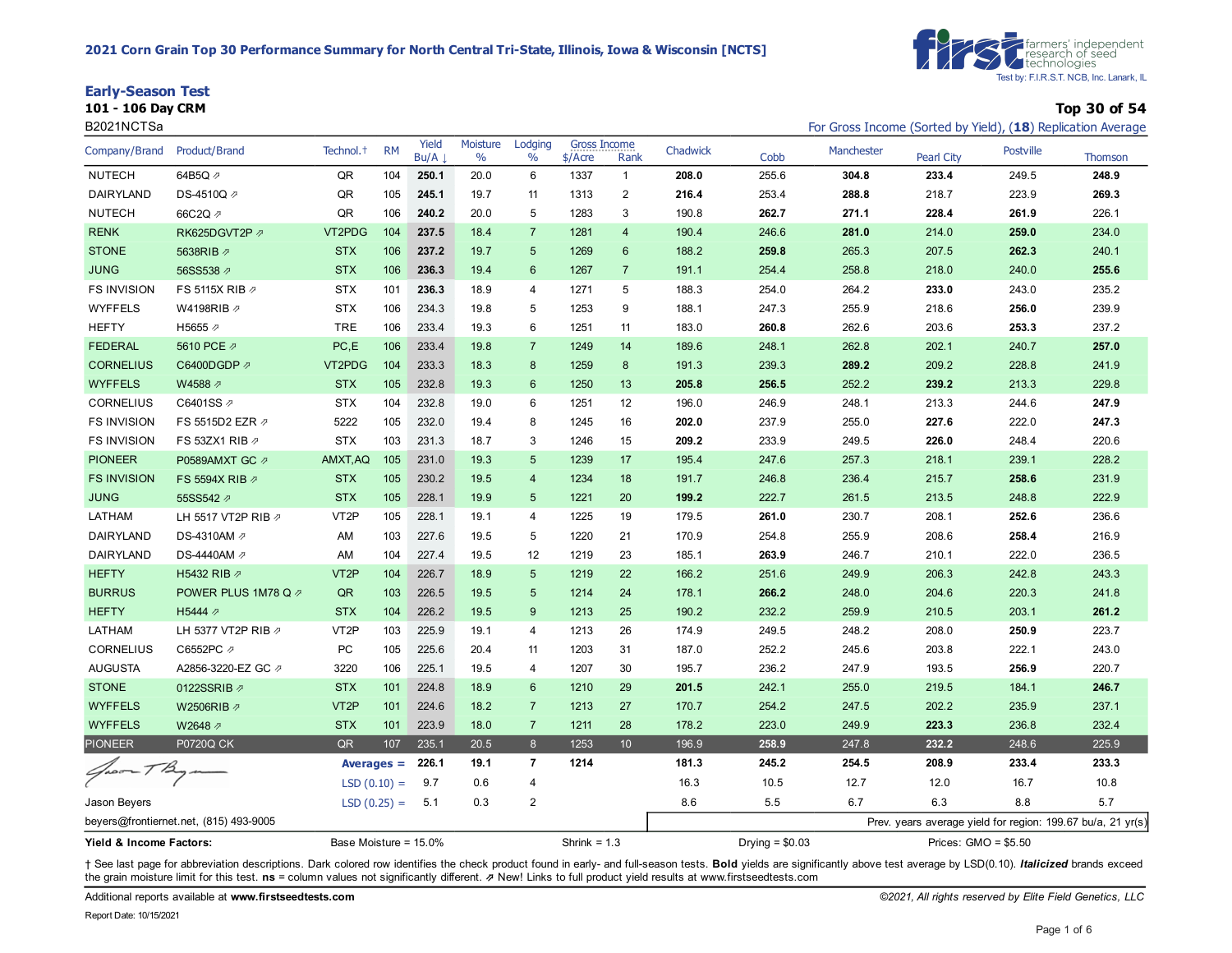## 2021 Corn Grain Top 30 Performance Summary for North Central Tri-State, Illinois, Iowa & Wisconsin [NCTS]

first farmers' independent research of seed technologies
Test by: F.I.R.S.T. NCB, Inc. Lanark, IL

### Early-Season Test

**101 - 106 Day CRM**

B2021NCTSa

**Top 30 of 54**

For Gross Income (Sorted by Yield), (**18**) Replication Average

| Company/Brand | Product/Brand | Technol.† | RM | Yield Bu/A ↓ | Moisture % | Lodging % | Gross Income $/Acre | Gross Income Rank | Chadwick | Cobb | Manchester | Pearl City | Postville | Thomson |
|---|---|---|---|---|---|---|---|---|---|---|---|---|---|---|
| NUTECH | 64B5Q ⇗ | QR | 104 | **250.1** | 20.0 | 6 | 1337 | 1 | **208.0** | 255.6 | **304.8** | **233.4** | 249.5 | **248.9** |
| DAIRYLAND | DS-4510Q ⇗ | QR | 105 | **245.1** | 19.7 | 11 | 1313 | 2 | **216.4** | 253.4 | **288.8** | 218.7 | 223.9 | **269.3** |
| NUTECH | 66C2Q ⇗ | QR | 106 | **240.2** | 20.0 | 5 | 1283 | 3 | 190.8 | **262.7** | **271.1** | **228.4** | **261.9** | 226.1 |
| RENK | RK625DGVT2P ⇗ | VT2PDG | 104 | **237.5** | 18.4 | 7 | 1281 | 4 | 190.4 | 246.6 | **281.0** | 214.0 | **259.0** | 234.0 |
| STONE | 5638RIB ⇗ | STX | 106 | **237.2** | 19.7 | 5 | 1269 | 6 | 188.2 | **259.8** | 265.3 | 207.5 | **262.3** | 240.1 |
| JUNG | 56SS538 ⇗ | STX | 106 | **236.3** | 19.4 | 6 | 1267 | 7 | 191.1 | 254.4 | 258.8 | 218.0 | 240.0 | **255.6** |
| FS INVISION | FS 5115X RIB ⇗ | STX | 101 | **236.3** | 18.9 | 4 | 1271 | 5 | 188.3 | 254.0 | 264.2 | **233.0** | 243.0 | 235.2 |
| WYFFELS | W4198RIB ⇗ | STX | 106 | 234.3 | 19.8 | 5 | 1253 | 9 | 188.1 | 247.3 | 255.9 | 218.6 | **256.0** | 239.9 |
| HEFTY | H5655 ⇗ | TRE | 106 | 233.4 | 19.3 | 6 | 1251 | 11 | 183.0 | **260.8** | 262.6 | 203.6 | **253.3** | 237.2 |
| FEDERAL | 5610 PCE ⇗ | PC,E | 106 | 233.4 | 19.8 | 7 | 1249 | 14 | 189.6 | 248.1 | 262.8 | 202.1 | 240.7 | **257.0** |
| CORNELIUS | C6400DGDP ⇗ | VT2PDG | 104 | 233.3 | 18.3 | 8 | 1259 | 8 | 191.3 | 239.3 | **289.2** | 209.2 | 228.8 | 241.9 |
| WYFFELS | W4588 ⇗ | STX | 105 | 232.8 | 19.3 | 6 | 1250 | 13 | **205.8** | 256.5 | 252.2 | **239.2** | 213.3 | 229.8 |
| CORNELIUS | C6401SS ⇗ | STX | 104 | 232.8 | 19.0 | 6 | 1251 | 12 | 196.0 | 246.9 | 248.1 | 213.3 | 244.6 | **247.9** |
| FS INVISION | FS 5515D2 EZR ⇗ | 5222 | 105 | 232.0 | 19.4 | 8 | 1245 | 16 | **202.0** | 237.9 | 255.0 | **227.6** | 222.0 | **247.3** |
| FS INVISION | FS 53ZX1 RIB ⇗ | STX | 103 | 231.3 | 18.7 | 3 | 1246 | 15 | **209.2** | 233.9 | 249.5 | **226.0** | 248.4 | 220.6 |
| PIONEER | P0589AMXT GC ⇗ | AMXT,AQ | 105 | 231.0 | 19.3 | 5 | 1239 | 17 | 195.4 | 247.6 | 257.3 | 218.1 | 239.1 | 228.2 |
| FS INVISION | FS 5594X RIB ⇗ | STX | 105 | 230.2 | 19.5 | 4 | 1234 | 18 | 191.7 | 246.8 | 236.4 | 215.7 | **258.6** | 231.9 |
| JUNG | 55SS542 ⇗ | STX | 105 | 228.1 | 19.9 | 5 | 1221 | 20 | **199.2** | 222.7 | 261.5 | 213.5 | 248.8 | 222.9 |
| LATHAM | LH 5517 VT2P RIB ⇗ | VT2P | 105 | 228.1 | 19.1 | 4 | 1225 | 19 | 179.5 | **261.0** | 230.7 | 208.1 | **252.6** | 236.6 |
| DAIRYLAND | DS-4310AM ⇗ | AM | 103 | 227.6 | 19.5 | 5 | 1220 | 21 | 170.9 | 254.8 | 255.9 | 208.6 | **258.4** | 216.9 |
| DAIRYLAND | DS-4440AM ⇗ | AM | 104 | 227.4 | 19.5 | 12 | 1219 | 23 | 185.1 | **263.9** | 246.7 | 210.1 | 222.0 | 236.5 |
| HEFTY | H5432 RIB ⇗ | VT2P | 104 | 226.7 | 18.9 | 5 | 1219 | 22 | 166.2 | 251.6 | 249.9 | 206.3 | 242.8 | 243.3 |
| BURRUS | POWER PLUS 1M78 Q ⇗ | QR | 103 | 226.5 | 19.5 | 5 | 1214 | 24 | 178.1 | **266.2** | 248.0 | 204.6 | 220.3 | 241.8 |
| HEFTY | H5444 ⇗ | STX | 104 | 226.2 | 19.5 | 9 | 1213 | 25 | 190.2 | 232.2 | 259.9 | 210.5 | 203.1 | **261.2** |
| LATHAM | LH 5377 VT2P RIB ⇗ | VT2P | 103 | 225.9 | 19.1 | 4 | 1213 | 26 | 174.9 | 249.5 | 248.2 | 208.0 | **250.9** | 223.7 |
| CORNELIUS | C6552PC ⇗ | PC | 105 | 225.6 | 20.4 | 11 | 1203 | 31 | 187.0 | 252.2 | 245.6 | 203.8 | 222.1 | 243.0 |
| AUGUSTA | A2856-3220-EZ GC ⇗ | 3220 | 106 | 225.1 | 19.5 | 4 | 1207 | 30 | 195.7 | 236.2 | 247.9 | 193.5 | **256.9** | 220.7 |
| STONE | 0122SSRIB ⇗ | STX | 101 | 224.8 | 18.9 | 6 | 1210 | 29 | **201.5** | 242.1 | 255.0 | 219.5 | 184.1 | **246.7** |
| WYFFELS | W2506RIB ⇗ | VT2P | 101 | 224.6 | 18.2 | 7 | 1213 | 27 | 170.7 | 254.2 | 247.5 | 202.2 | 235.9 | 237.1 |
| WYFFELS | W2648 ⇗ | STX | 101 | 223.9 | 18.0 | 7 | 1211 | 28 | 178.2 | 223.0 | 249.9 | **223.3** | 236.8 | 232.4 |
| PIONEER | P0720Q CK | QR | 107 | 235.1 | 20.5 | 8 | 1253 | 10 | 196.9 | **258.9** | 247.8 | **232.2** | 248.6 | 225.9 |
| | | | | **Averages =** 226.1 | 19.1 | 7 | 1214 | | 181.3 | 245.2 | 254.5 | 208.9 | 233.4 | 233.3 |
| | | | | LSD (0.10) = 9.7 | 0.6 | 4 | | | 16.3 | 10.5 | 12.7 | 12.0 | 16.7 | 10.8 |
| | | | | LSD (0.25) = 5.1 | 0.3 | 2 | | | 8.6 | 5.5 | 6.7 | 6.3 | 8.8 | 5.7 |

Jason Beyers
beyers@frontiernet.net, (815) 493-9005

Prev. years average yield for region: 199.67 bu/a, 21 yr(s)

**Yield & Income Factors:** Base Moisture = 15.0% Shrink = 1.3 Drying = $0.03 Prices: GMO = $5.50

† See last page for abbreviation descriptions. Dark colored row identifies the check product found in early- and full-season tests. **Bold** yields are significantly above test average by LSD(0.10). ***Italicized*** brands exceed the grain moisture limit for this test. **ns** = column values not significantly different. ⇗ New! Links to full product yield results at www.firstseedtests.com

Additional reports available at **www.firstseedtests.com**

*©2021, All rights reserved by Elite Field Genetics, LLC*

Report Date: 10/15/2021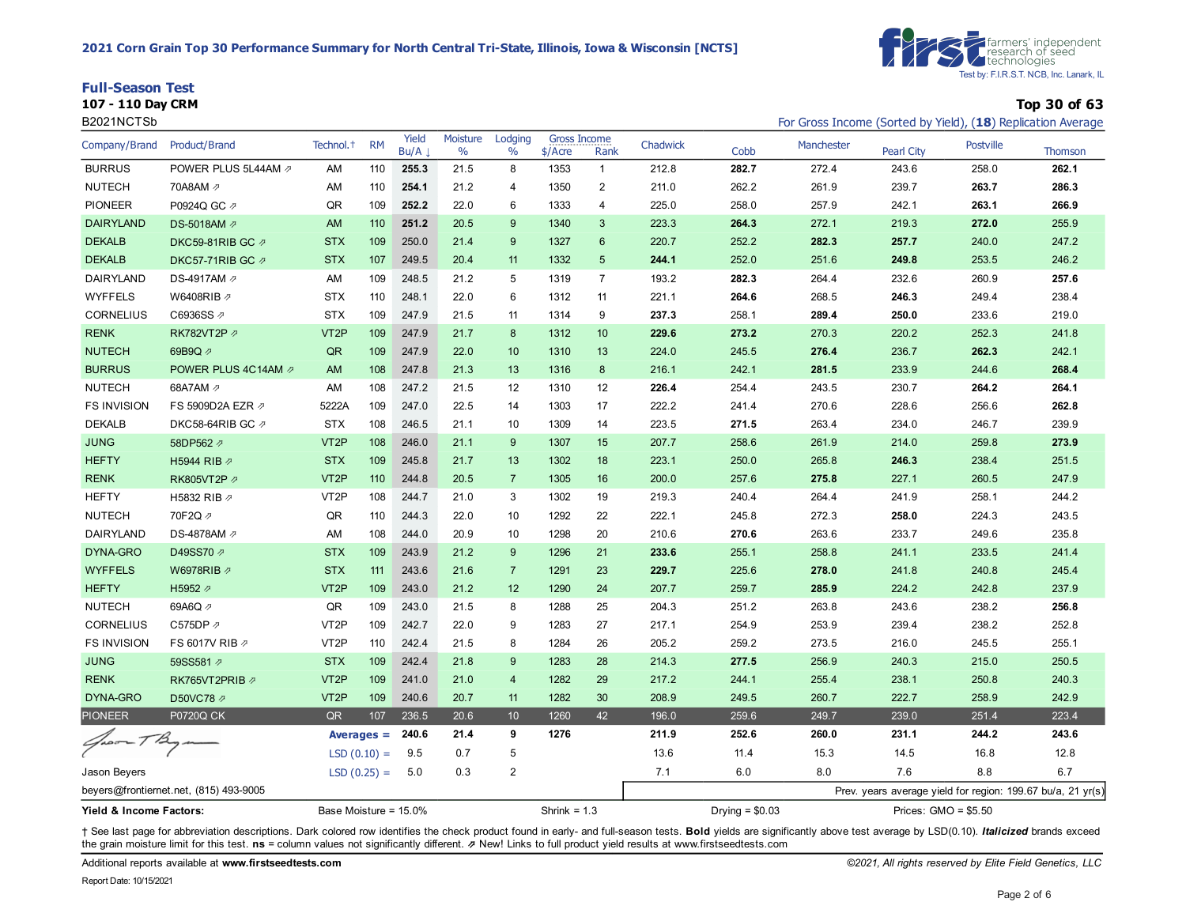## 2021 Corn Grain Top 30 Performance Summary for North Central Tri-State, Illinois, Iowa & Wisconsin [NCTS]

Test by: F.I.R.S.T. NCB, Inc. Lanark, IL

### Full-Season Test

**107 - 110 Day CRM**

B2021NCTSb

**Top 30 of 63**

For Gross Income (Sorted by Yield), (**18**) Replication Average

| Company/Brand | Product/Brand | Technol.† | RM | Yield Bu/A ↓ | Moisture % | Lodging % | Gross Income $/Acre | Gross Income Rank | Chadwick | Cobb | Manchester | Pearl City | Postville | Thomson |
|---|---|---|---|---|---|---|---|---|---|---|---|---|---|---|
| BURRUS | POWER PLUS 5L44AM ⇗ | AM | 110 | **255.3** | 21.5 | 8 | 1353 | 1 | 212.8 | **282.7** | 272.4 | 243.6 | 258.0 | **262.1** |
| NUTECH | 70A8AM ⇗ | AM | 110 | **254.1** | 21.2 | 4 | 1350 | 2 | 211.0 | 262.2 | 261.9 | 239.7 | **263.7** | **286.3** |
| PIONEER | P0924Q GC ⇗ | QR | 109 | **252.2** | 22.0 | 6 | 1333 | 4 | 225.0 | 258.0 | 257.9 | 242.1 | **263.1** | **266.9** |
| DAIRYLAND | DS-5018AM ⇗ | AM | 110 | **251.2** | 20.5 | 9 | 1340 | 3 | 223.3 | **264.3** | 272.1 | 219.3 | **272.0** | 255.9 |
| DEKALB | DKC59-81RIB GC ⇗ | STX | 109 | 250.0 | 21.4 | 9 | 1327 | 6 | 220.7 | 252.2 | **282.3** | **257.7** | 240.0 | 247.2 |
| DEKALB | DKC57-71RIB GC ⇗ | STX | 107 | 249.5 | 20.4 | 11 | 1332 | 5 | **244.1** | 252.0 | 251.6 | **249.8** | 253.5 | 246.2 |
| DAIRYLAND | DS-4917AM ⇗ | AM | 109 | 248.5 | 21.2 | 5 | 1319 | 7 | 193.2 | **282.3** | 264.4 | 232.6 | 260.9 | **257.6** |
| WYFFELS | W6408RIB ⇗ | STX | 110 | 248.1 | 22.0 | 6 | 1312 | 11 | 221.1 | **264.6** | 268.5 | **246.3** | 249.4 | 238.4 |
| CORNELIUS | C6936SS ⇗ | STX | 109 | 247.9 | 21.5 | 11 | 1314 | 9 | **237.3** | 258.1 | **289.4** | **250.0** | 233.6 | 219.0 |
| RENK | RK782VT2P ⇗ | VT2P | 109 | 247.9 | 21.7 | 8 | 1312 | 10 | **229.6** | **273.2** | 270.3 | 220.2 | 252.3 | 241.8 |
| NUTECH | 69B9Q ⇗ | QR | 109 | 247.9 | 22.0 | 10 | 1310 | 13 | 224.0 | 245.5 | **276.4** | 236.7 | **262.3** | 242.1 |
| BURRUS | POWER PLUS 4C14AM ⇗ | AM | 108 | 247.8 | 21.3 | 13 | 1316 | 8 | 216.1 | 242.1 | **281.5** | 233.9 | 244.6 | **268.4** |
| NUTECH | 68A7AM ⇗ | AM | 108 | 247.2 | 21.5 | 12 | 1310 | 12 | **226.4** | 254.4 | 243.5 | 230.7 | **264.2** | **264.1** |
| FS INVISION | FS 5909D2A EZR ⇗ | 5222A | 109 | 247.0 | 22.5 | 14 | 1303 | 17 | 222.2 | 241.4 | 270.6 | 228.6 | 256.6 | **262.8** |
| DEKALB | DKC58-64RIB GC ⇗ | STX | 108 | 246.5 | 21.1 | 10 | 1309 | 14 | 223.5 | **271.5** | 263.4 | 234.0 | 246.7 | 239.9 |
| JUNG | 58DP562 ⇗ | VT2P | 108 | 246.0 | 21.1 | 9 | 1307 | 15 | 207.7 | 258.6 | 261.9 | 214.0 | 259.8 | **273.9** |
| HEFTY | H5944 RIB ⇗ | STX | 109 | 245.8 | 21.7 | 13 | 1302 | 18 | 223.1 | 250.0 | 265.8 | **246.3** | 238.4 | 251.5 |
| RENK | RK805VT2P ⇗ | VT2P | 110 | 244.8 | 20.5 | 7 | 1305 | 16 | 200.0 | 257.6 | **275.8** | 227.1 | 260.5 | 247.9 |
| HEFTY | H5832 RIB ⇗ | VT2P | 108 | 244.7 | 21.0 | 3 | 1302 | 19 | 219.3 | 240.4 | 264.4 | 241.9 | 258.1 | 244.2 |
| NUTECH | 70F2Q ⇗ | QR | 110 | 244.3 | 22.0 | 10 | 1292 | 22 | 222.1 | 245.8 | 272.3 | **258.0** | 224.3 | 243.5 |
| DAIRYLAND | DS-4878AM ⇗ | AM | 108 | 244.0 | 20.9 | 10 | 1298 | 20 | 210.6 | **270.6** | 263.6 | 233.7 | 249.6 | 235.8 |
| DYNA-GRO | D49SS70 ⇗ | STX | 109 | 243.9 | 21.2 | 9 | 1296 | 21 | **233.6** | 255.1 | 258.8 | 241.1 | 233.5 | 241.4 |
| WYFFELS | W6978RIB ⇗ | STX | 111 | 243.6 | 21.6 | 7 | 1291 | 23 | **229.7** | 225.6 | **278.0** | 241.8 | 240.8 | 245.4 |
| HEFTY | H5952 ⇗ | VT2P | 109 | 243.0 | 21.2 | 12 | 1290 | 24 | 207.7 | 259.7 | **285.9** | 224.2 | 242.8 | 237.9 |
| NUTECH | 69A6Q ⇗ | QR | 109 | 243.0 | 21.5 | 8 | 1288 | 25 | 204.3 | 251.2 | 263.8 | 243.6 | 238.2 | **256.8** |
| CORNELIUS | C575DP ⇗ | VT2P | 109 | 242.7 | 22.0 | 9 | 1283 | 27 | 217.1 | 254.9 | 253.9 | 239.4 | 238.2 | 252.8 |
| FS INVISION | FS 6017V RIB ⇗ | VT2P | 110 | 242.4 | 21.5 | 8 | 1284 | 26 | 205.2 | 259.2 | 273.5 | 216.0 | 245.5 | 255.1 |
| JUNG | 59SS581 ⇗ | STX | 109 | 242.4 | 21.8 | 9 | 1283 | 28 | 214.3 | **277.5** | 256.9 | 240.3 | 215.0 | 250.5 |
| RENK | RK765VT2PRIB ⇗ | VT2P | 109 | 241.0 | 21.0 | 4 | 1282 | 29 | 217.2 | 244.1 | 255.4 | 238.1 | 250.8 | 240.3 |
| DYNA-GRO | D50VC78 ⇗ | VT2P | 109 | 240.6 | 20.7 | 11 | 1282 | 30 | 208.9 | 249.5 | 260.7 | 222.7 | 258.9 | 242.9 |
| PIONEER | P0720Q CK | QR | 107 | 236.5 | 20.6 | 10 | 1260 | 42 | 196.0 | 259.6 | 249.7 | 239.0 | 251.4 | 223.4 |
| | | | **Averages =** | **240.6** | **21.4** | **9** | **1276** | | **211.9** | **252.6** | **260.0** | **231.1** | **244.2** | **243.6** |
| | | | LSD (0.10) = | 9.5 | 0.7 | 5 | | | 13.6 | 11.4 | 15.3 | 14.5 | 16.8 | 12.8 |
| | | | LSD (0.25) = | 5.0 | 0.3 | 2 | | | 7.1 | 6.0 | 8.0 | 7.6 | 8.8 | 6.7 |

Jason Beyers

beyers@frontiernet.net, (815) 493-9005

Prev. years average yield for region: 199.67 bu/a, 21 yr(s)

**Yield & Income Factors:** Base Moisture = 15.0% Shrink = 1.3 Drying = $0.03 Prices: GMO = $5.50

† See last page for abbreviation descriptions. Dark colored row identifies the check product found in early- and full-season tests. **Bold** yields are significantly above test average by LSD(0.10). ***Italicized*** brands exceed the grain moisture limit for this test. **ns** = column values not significantly different. ⇗ New! Links to full product yield results at www.firstseedtests.com

Additional reports available at **www.firstseedtests.com**

*©2021, All rights reserved by Elite Field Genetics, LLC*

Report Date: 10/15/2021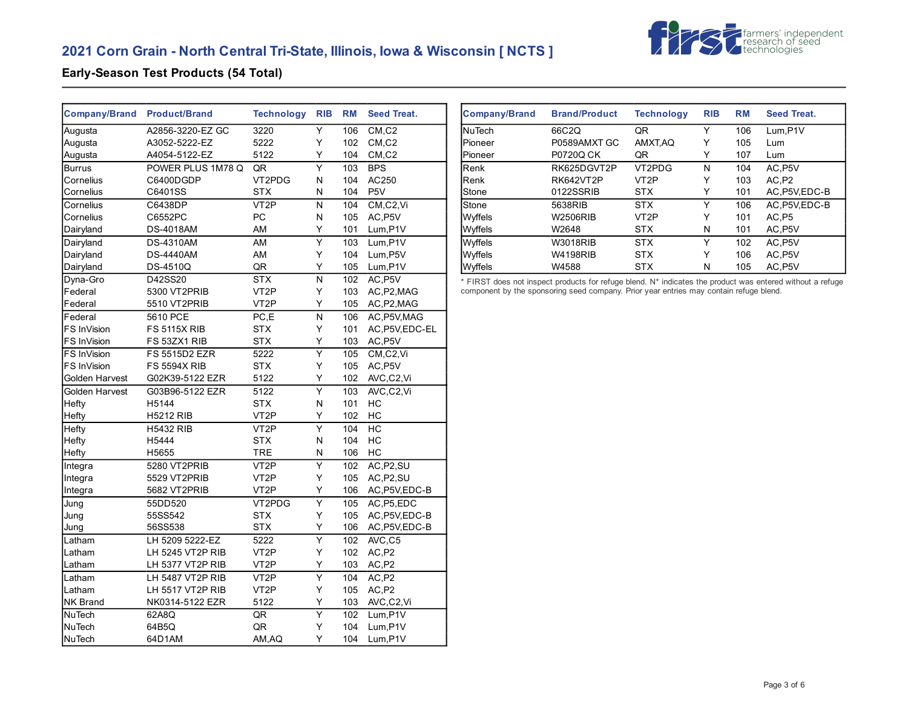## 2021 Corn Grain - North Central Tri-State, Illinois, Iowa & Wisconsin [ NCTS ]

### Early-Season Test Products (54 Total)

| Company/Brand | Product/Brand | Technology | RIB | RM | Seed Treat. |
|---|---|---|---|---|---|
| Augusta | A2856-3220-EZ GC | 3220 | Y | 106 | CM,C2 |
| Augusta | A3052-5222-EZ | 5222 | Y | 102 | CM,C2 |
| Augusta | A4054-5122-EZ | 5122 | Y | 104 | CM,C2 |
| Burrus | POWER PLUS 1M78 Q | QR | Y | 103 | BPS |
| Cornelius | C6400DGDP | VT2PDG | N | 104 | AC250 |
| Cornelius | C6401SS | STX | N | 104 | P5V |
| Cornelius | C6438DP | VT2P | N | 104 | CM,C2,Vi |
| Cornelius | C6552PC | PC | N | 105 | AC,P5V |
| Dairyland | DS-4018AM | AM | Y | 101 | Lum,P1V |
| Dairyland | DS-4310AM | AM | Y | 103 | Lum,P1V |
| Dairyland | DS-4440AM | AM | Y | 104 | Lum,P5V |
| Dairyland | DS-4510Q | QR | Y | 105 | Lum,P1V |
| Dyna-Gro | D42SS20 | STX | N | 102 | AC,P5V |
| Federal | 5300 VT2PRIB | VT2P | Y | 103 | AC,P2,MAG |
| Federal | 5510 VT2PRIB | VT2P | Y | 105 | AC,P2,MAG |
| Federal | 5610 PCE | PC,E | N | 106 | AC,P5V,MAG |
| FS InVision | FS 5115X RIB | STX | Y | 101 | AC,P5V,EDC-EL |
| FS InVision | FS 53ZX1 RIB | STX | Y | 103 | AC,P5V |
| FS InVision | FS 5515D2 EZR | 5222 | Y | 105 | CM,C2,Vi |
| FS InVision | FS 5594X RIB | STX | Y | 105 | AC,P5V |
| Golden Harvest | G02K39-5122 EZR | 5122 | Y | 102 | AVC,C2,Vi |
| Golden Harvest | G03B96-5122 EZR | 5122 | Y | 103 | AVC,C2,Vi |
| Hefty | H5144 | STX | N | 101 | HC |
| Hefty | H5212 RIB | VT2P | Y | 102 | HC |
| Hefty | H5432 RIB | VT2P | Y | 104 | HC |
| Hefty | H5444 | STX | N | 104 | HC |
| Hefty | H5655 | TRE | N | 106 | HC |
| Integra | 5280 VT2PRIB | VT2P | Y | 102 | AC,P2,SU |
| Integra | 5529 VT2PRIB | VT2P | Y | 105 | AC,P2,SU |
| Integra | 5682 VT2PRIB | VT2P | Y | 106 | AC,P5V,EDC-B |
| Jung | 55DD520 | VT2PDG | Y | 105 | AC,P5,EDC |
| Jung | 55SS542 | STX | Y | 105 | AC,P5V,EDC-B |
| Jung | 56SS538 | STX | Y | 106 | AC,P5V,EDC-B |
| Latham | LH 5209 5222-EZ | 5222 | Y | 102 | AVC,C5 |
| Latham | LH 5245 VT2P RIB | VT2P | Y | 102 | AC,P2 |
| Latham | LH 5377 VT2P RIB | VT2P | Y | 103 | AC,P2 |
| Latham | LH 5487 VT2P RIB | VT2P | Y | 104 | AC,P2 |
| Latham | LH 5517 VT2P RIB | VT2P | Y | 105 | AC,P2 |
| NK Brand | NK0314-5122 EZR | 5122 | Y | 103 | AVC,C2,Vi |
| NuTech | 62A8Q | QR | Y | 102 | Lum,P1V |
| NuTech | 64B5Q | QR | Y | 104 | Lum,P1V |
| NuTech | 64D1AM | AM,AQ | Y | 104 | Lum,P1V |
| NuTech | 66C2Q | QR | Y | 106 | Lum,P1V |
| Pioneer | P0589AMXT GC | AMXT,AQ | Y | 105 | Lum |
| Pioneer | P0720Q CK | QR | Y | 107 | Lum |
| Renk | RK625DGVT2P | VT2PDG | N | 104 | AC,P5V |
| Renk | RK642VT2P | VT2P | Y | 103 | AC,P2 |
| Stone | 0122SSRIB | STX | Y | 101 | AC,P5V,EDC-B |
| Stone | 5638RIB | STX | Y | 106 | AC,P5V,EDC-B |
| Wyffels | W2506RIB | VT2P | Y | 101 | AC,P5 |
| Wyffels | W2648 | STX | N | 101 | AC,P5V |
| Wyffels | W3018RIB | STX | Y | 102 | AC,P5V |
| Wyffels | W4198RIB | STX | Y | 106 | AC,P5V |
| Wyffels | W4588 | STX | N | 105 | AC,P5V |

* FIRST does not inspect products for refuge blend. N* indicates the product was entered without a refuge component by the sponsoring seed company. Prior year entries may contain refuge blend.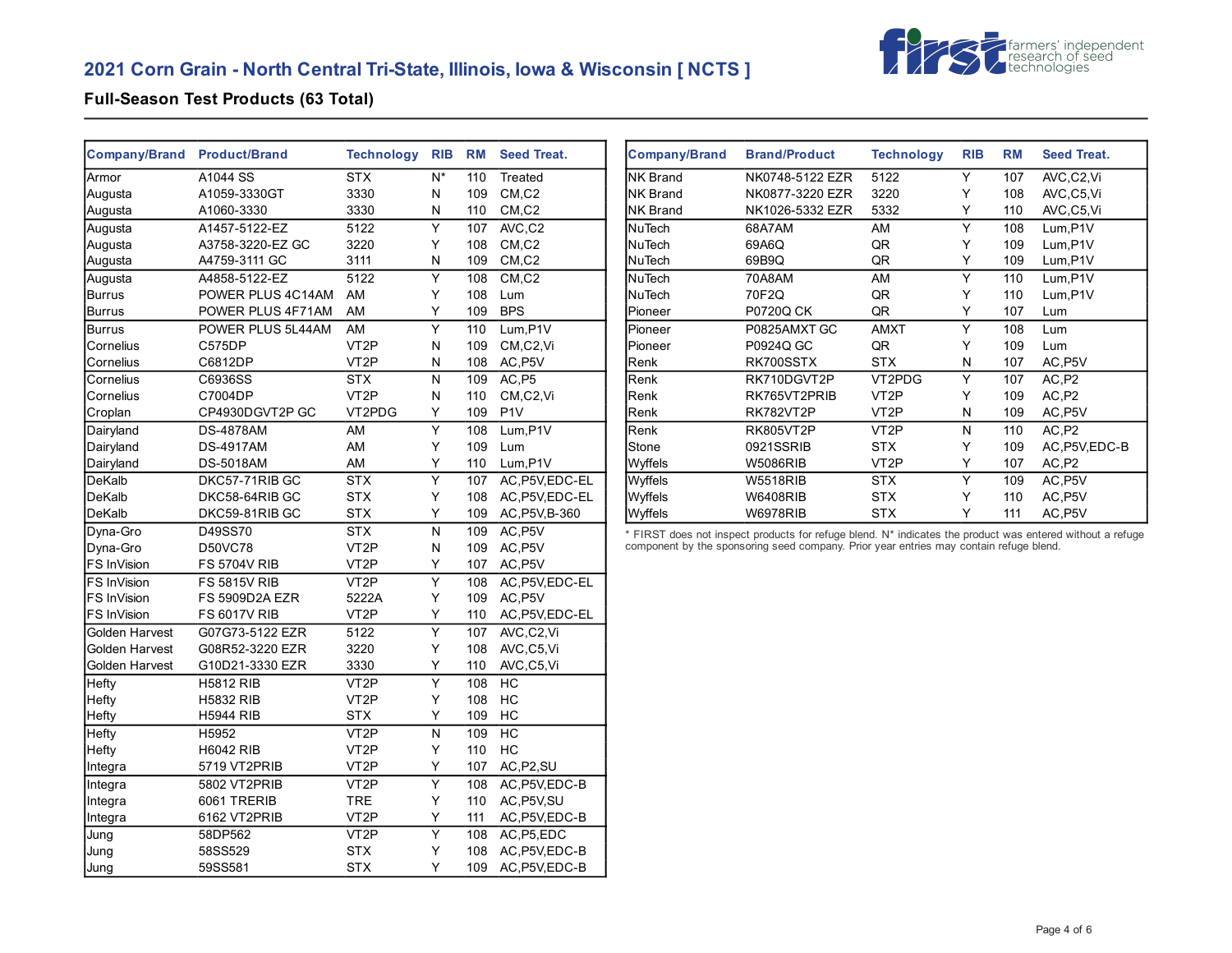## 2021 Corn Grain - North Central Tri-State, Illinois, Iowa & Wisconsin [ NCTS ]

### Full-Season Test Products (63 Total)

| Company/Brand | Product/Brand | Technology | RIB | RM | Seed Treat. |
|---|---|---|---|---|---|
| Armor | A1044 SS | STX | N* | 110 | Treated |
| Augusta | A1059-3330GT | 3330 | N | 109 | CM,C2 |
| Augusta | A1060-3330 | 3330 | N | 110 | CM,C2 |
| Augusta | A1457-5122-EZ | 5122 | Y | 107 | AVC,C2 |
| Augusta | A3758-3220-EZ GC | 3220 | Y | 108 | CM,C2 |
| Augusta | A4759-3111 GC | 3111 | N | 109 | CM,C2 |
| Augusta | A4858-5122-EZ | 5122 | Y | 108 | CM,C2 |
| Burrus | POWER PLUS 4C14AM | AM | Y | 108 | Lum |
| Burrus | POWER PLUS 4F71AM | AM | Y | 109 | BPS |
| Burrus | POWER PLUS 5L44AM | AM | Y | 110 | Lum,P1V |
| Cornelius | C575DP | VT2P | N | 109 | CM,C2,Vi |
| Cornelius | C6812DP | VT2P | N | 108 | AC,P5V |
| Cornelius | C6936SS | STX | N | 109 | AC,P5 |
| Cornelius | C7004DP | VT2P | N | 110 | CM,C2,Vi |
| Croplan | CP4930DGVT2P GC | VT2PDG | Y | 109 | P1V |
| Dairyland | DS-4878AM | AM | Y | 108 | Lum,P1V |
| Dairyland | DS-4917AM | AM | Y | 109 | Lum |
| Dairyland | DS-5018AM | AM | Y | 110 | Lum,P1V |
| DeKalb | DKC57-71RIB GC | STX | Y | 107 | AC,P5V,EDC-EL |
| DeKalb | DKC58-64RIB GC | STX | Y | 108 | AC,P5V,EDC-EL |
| DeKalb | DKC59-81RIB GC | STX | Y | 109 | AC,P5V,B-360 |
| Dyna-Gro | D49SS70 | STX | N | 109 | AC,P5V |
| Dyna-Gro | D50VC78 | VT2P | N | 109 | AC,P5V |
| FS InVision | FS 5704V RIB | VT2P | Y | 107 | AC,P5V |
| FS InVision | FS 5815V RIB | VT2P | Y | 108 | AC,P5V,EDC-EL |
| FS InVision | FS 5909D2A EZR | 5222A | Y | 109 | AC,P5V |
| FS InVision | FS 6017V RIB | VT2P | Y | 110 | AC,P5V,EDC-EL |
| Golden Harvest | G07G73-5122 EZR | 5122 | Y | 107 | AVC,C2,Vi |
| Golden Harvest | G08R52-3220 EZR | 3220 | Y | 108 | AVC,C5,Vi |
| Golden Harvest | G10D21-3330 EZR | 3330 | Y | 110 | AVC,C5,Vi |
| Hefty | H5812 RIB | VT2P | Y | 108 | HC |
| Hefty | H5832 RIB | VT2P | Y | 108 | HC |
| Hefty | H5944 RIB | STX | Y | 109 | HC |
| Hefty | H5952 | VT2P | N | 109 | HC |
| Hefty | H6042 RIB | VT2P | Y | 110 | HC |
| Integra | 5719 VT2PRIB | VT2P | Y | 107 | AC,P2,SU |
| Integra | 5802 VT2PRIB | VT2P | Y | 108 | AC,P5V,EDC-B |
| Integra | 6061 TRERIB | TRE | Y | 110 | AC,P5V,SU |
| Integra | 6162 VT2PRIB | VT2P | Y | 111 | AC,P5V,EDC-B |
| Jung | 58DP562 | VT2P | Y | 108 | AC,P5,EDC |
| Jung | 58SS529 | STX | Y | 108 | AC,P5V,EDC-B |
| Jung | 59SS581 | STX | Y | 109 | AC,P5V,EDC-B |
| NK Brand | NK0748-5122 EZR | 5122 | Y | 107 | AVC,C2,Vi |
| NK Brand | NK0877-3220 EZR | 3220 | Y | 108 | AVC,C5,Vi |
| NK Brand | NK1026-5332 EZR | 5332 | Y | 110 | AVC,C5,Vi |
| NuTech | 68A7AM | AM | Y | 108 | Lum,P1V |
| NuTech | 69A6Q | QR | Y | 109 | Lum,P1V |
| NuTech | 69B9Q | QR | Y | 109 | Lum,P1V |
| NuTech | 70A8AM | AM | Y | 110 | Lum,P1V |
| NuTech | 70F2Q | QR | Y | 110 | Lum,P1V |
| Pioneer | P0720Q CK | QR | Y | 107 | Lum |
| Pioneer | P0825AMXT GC | AMXT | Y | 108 | Lum |
| Pioneer | P0924Q GC | QR | Y | 109 | Lum |
| Renk | RK700SSTX | STX | N | 107 | AC,P5V |
| Renk | RK710DGVT2P | VT2PDG | Y | 107 | AC,P2 |
| Renk | RK765VT2PRIB | VT2P | Y | 109 | AC,P2 |
| Renk | RK782VT2P | VT2P | N | 109 | AC,P5V |
| Renk | RK805VT2P | VT2P | N | 110 | AC,P2 |
| Stone | 0921SSRIB | STX | Y | 109 | AC,P5V,EDC-B |
| Wyffels | W5086RIB | VT2P | Y | 107 | AC,P2 |
| Wyffels | W5518RIB | STX | Y | 109 | AC,P5V |
| Wyffels | W6408RIB | STX | Y | 110 | AC,P5V |
| Wyffels | W6978RIB | STX | Y | 111 | AC,P5V |

* FIRST does not inspect products for refuge blend. N* indicates the product was entered without a refuge component by the sponsoring seed company. Prior year entries may contain refuge blend.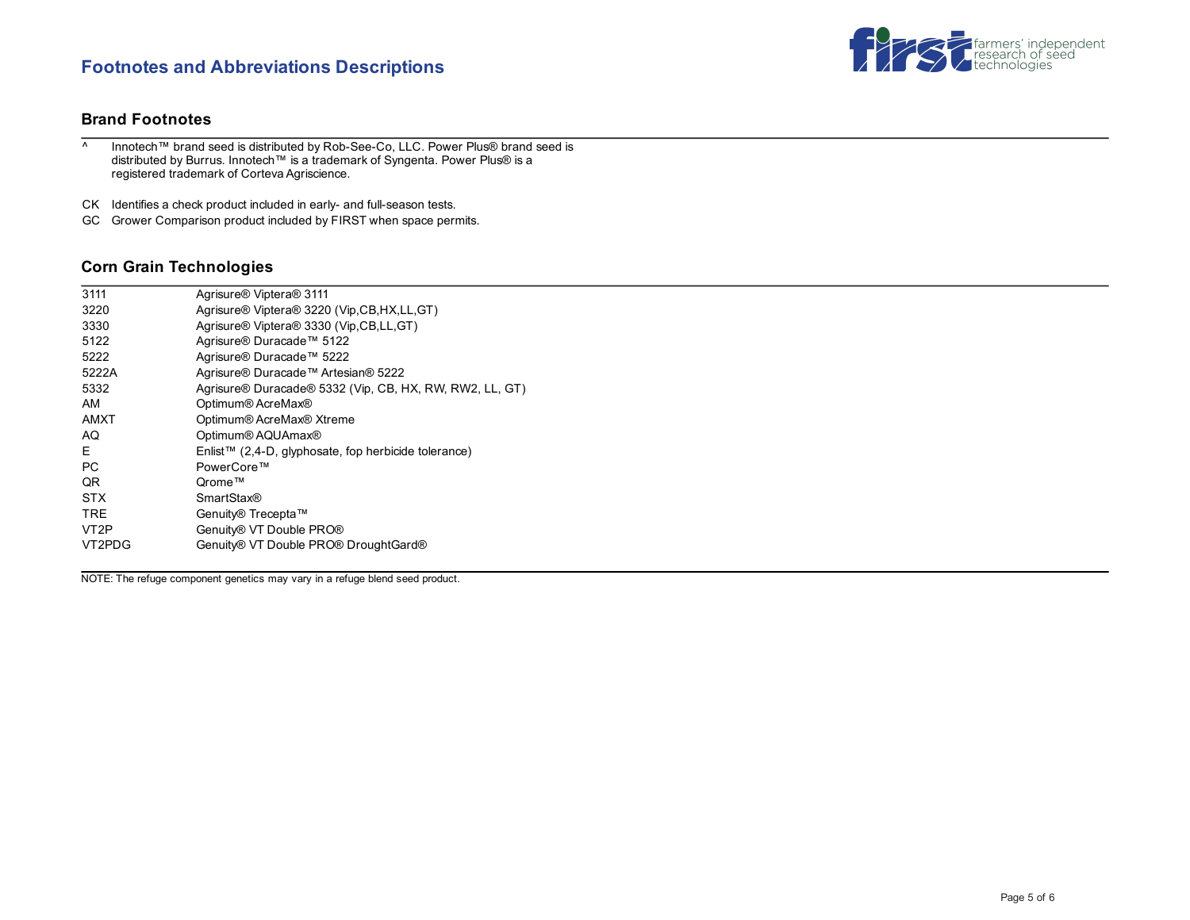## Footnotes and Abbreviations Descriptions

### Brand Footnotes

| | |
|---|---|
| ^ | Innotech™ brand seed is distributed by Rob-See-Co, LLC. Power Plus® brand seed is distributed by Burrus. Innotech™ is a trademark of Syngenta. Power Plus® is a registered trademark of Corteva Agriscience. |
| CK | Identifies a check product included in early- and full-season tests. |
| GC | Grower Comparison product included by FIRST when space permits. |

### Corn Grain Technologies

| | |
|---|---|
| 3111 | Agrisure® Viptera® 3111 |
| 3220 | Agrisure® Viptera® 3220 (Vip,CB,HX,LL,GT) |
| 3330 | Agrisure® Viptera® 3330 (Vip,CB,LL,GT) |
| 5122 | Agrisure® Duracade™ 5122 |
| 5222 | Agrisure® Duracade™ 5222 |
| 5222A | Agrisure® Duracade™ Artesian® 5222 |
| 5332 | Agrisure® Duracade® 5332 (Vip, CB, HX, RW, RW2, LL, GT) |
| AM | Optimum® AcreMax® |
| AMXT | Optimum® AcreMax® Xtreme |
| AQ | Optimum® AQUAmax® |
| E | Enlist™ (2,4-D, glyphosate, fop herbicide tolerance) |
| PC | PowerCore™ |
| QR | Qrome™ |
| STX | SmartStax® |
| TRE | Genuity® Trecepta™ |
| VT2P | Genuity® VT Double PRO® |
| VT2PDG | Genuity® VT Double PRO® DroughtGard® |

NOTE: The refuge component genetics may vary in a refuge blend seed product.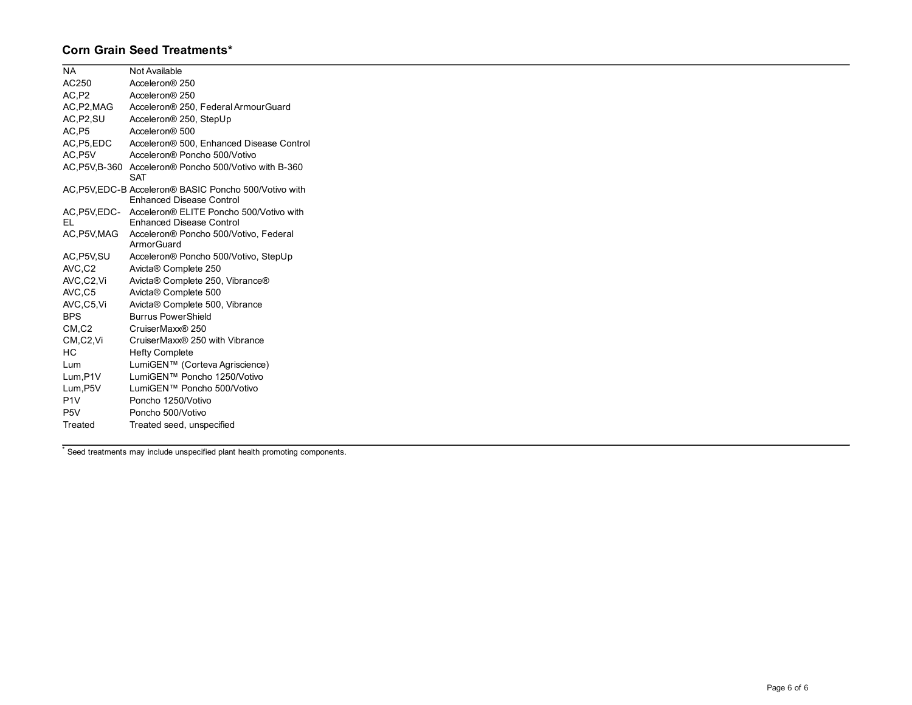## Corn Grain Seed Treatments*

| | |
|---|---|
| NA | Not Available |
| AC250 | Acceleron® 250 |
| AC,P2 | Acceleron® 250 |
| AC,P2,MAG | Acceleron® 250, Federal ArmourGuard |
| AC,P2,SU | Acceleron® 250, StepUp |
| AC,P5 | Acceleron® 500 |
| AC,P5,EDC | Acceleron® 500, Enhanced Disease Control |
| AC,P5V | Acceleron® Poncho 500/Votivo |
| AC,P5V,B-360 | Acceleron® Poncho 500/Votivo with B-360 SAT |
| AC,P5V,EDC-B | Acceleron® BASIC Poncho 500/Votivo with Enhanced Disease Control |
| AC,P5V,EDC-EL | Acceleron® ELITE Poncho 500/Votivo with Enhanced Disease Control |
| AC,P5V,MAG | Acceleron® Poncho 500/Votivo, Federal ArmorGuard |
| AC,P5V,SU | Acceleron® Poncho 500/Votivo, StepUp |
| AVC,C2 | Avicta® Complete 250 |
| AVC,C2,Vi | Avicta® Complete 250, Vibrance® |
| AVC,C5 | Avicta® Complete 500 |
| AVC,C5,Vi | Avicta® Complete 500, Vibrance |
| BPS | Burrus PowerShield |
| CM,C2 | CruiserMaxx® 250 |
| CM,C2,Vi | CruiserMaxx® 250 with Vibrance |
| HC | Hefty Complete |
| Lum | LumiGEN™ (Corteva Agriscience) |
| Lum,P1V | LumiGEN™ Poncho 1250/Votivo |
| Lum,P5V | LumiGEN™ Poncho 500/Votivo |
| P1V | Poncho 1250/Votivo |
| P5V | Poncho 500/Votivo |
| Treated | Treated seed, unspecified |

* Seed treatments may include unspecified plant health promoting components.